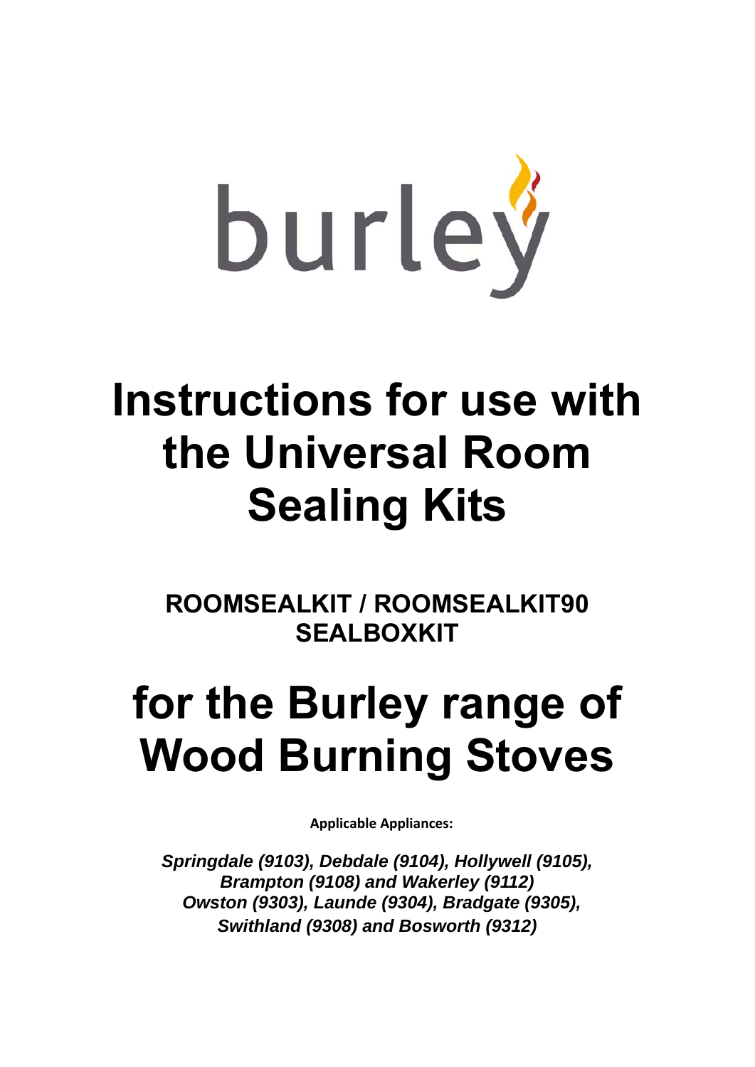burley

# Instructions for use with the Universal Room Sealing Kits

## ROOMSEALKIT / ROOMSEALKIT90 SEALBOXKIT

# for the Burley range of Wood Burning Stoves

**Applicable Appliances:**

***Springdale (9103), Debdale (9104), Hollywell (9105), Brampton (9108) and Wakerley (9112) Owston (9303), Launde (9304), Bradgate (9305), Swithland (9308) and Bosworth (9312)***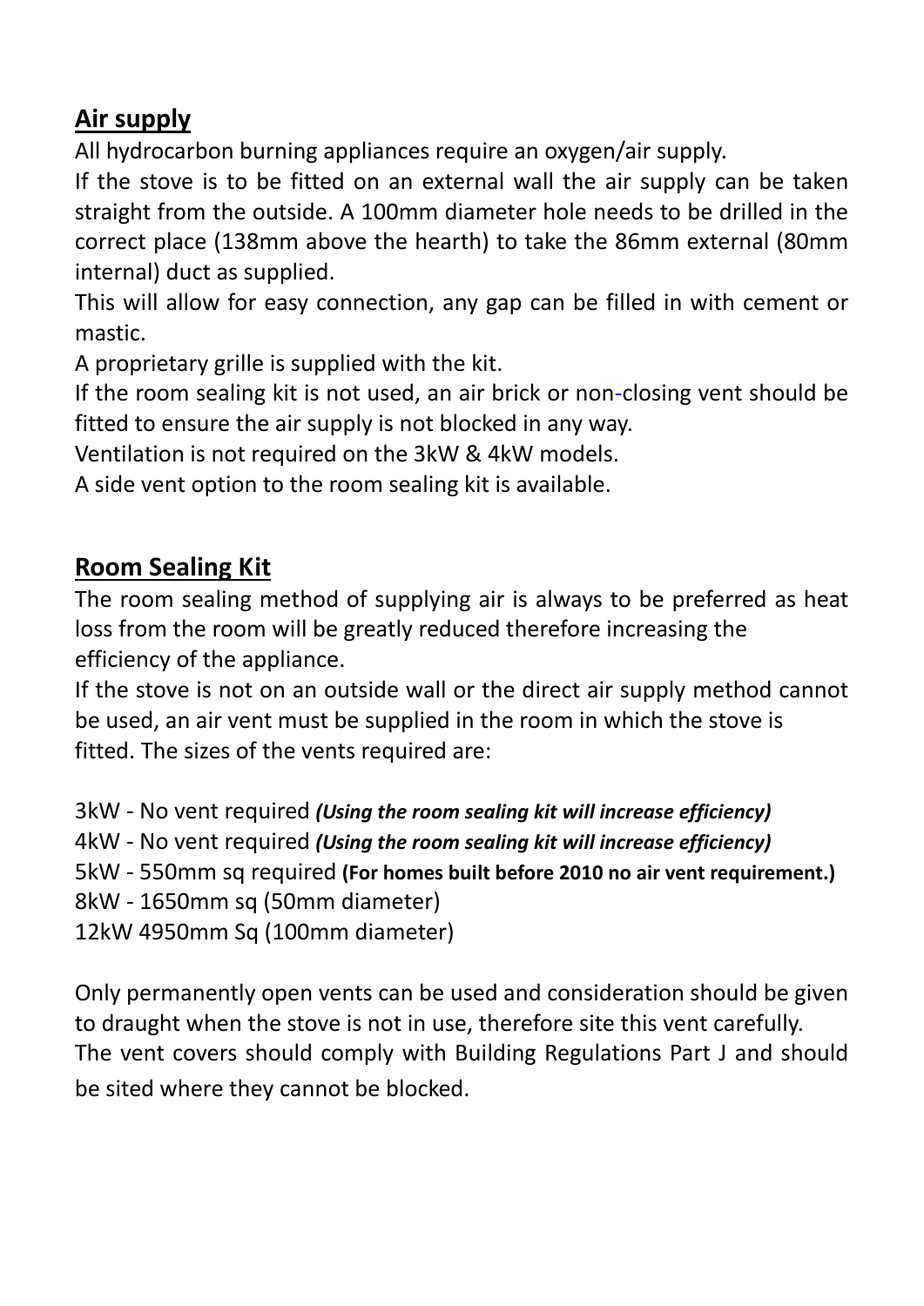## Air supply

All hydrocarbon burning appliances require an oxygen/air supply.

If the stove is to be fitted on an external wall the air supply can be taken straight from the outside. A 100mm diameter hole needs to be drilled in the correct place (138mm above the hearth) to take the 86mm external (80mm internal) duct as supplied.

This will allow for easy connection, any gap can be filled in with cement or mastic.

A proprietary grille is supplied with the kit.

If the room sealing kit is not used, an air brick or non-closing vent should be fitted to ensure the air supply is not blocked in any way.

Ventilation is not required on the 3kW & 4kW models.

A side vent option to the room sealing kit is available.

## Room Sealing Kit

The room sealing method of supplying air is always to be preferred as heat loss from the room will be greatly reduced therefore increasing the efficiency of the appliance.

If the stove is not on an outside wall or the direct air supply method cannot be used, an air vent must be supplied in the room in which the stove is fitted. The sizes of the vents required are:

3kW - No vent required ***(Using the room sealing kit will increase efficiency)***
4kW - No vent required ***(Using the room sealing kit will increase efficiency)***
5kW - 550mm sq required **(For homes built before 2010 no air vent requirement.)**
8kW - 1650mm sq (50mm diameter)
12kW 4950mm Sq (100mm diameter)

Only permanently open vents can be used and consideration should be given to draught when the stove is not in use, therefore site this vent carefully. The vent covers should comply with Building Regulations Part J and should be sited where they cannot be blocked.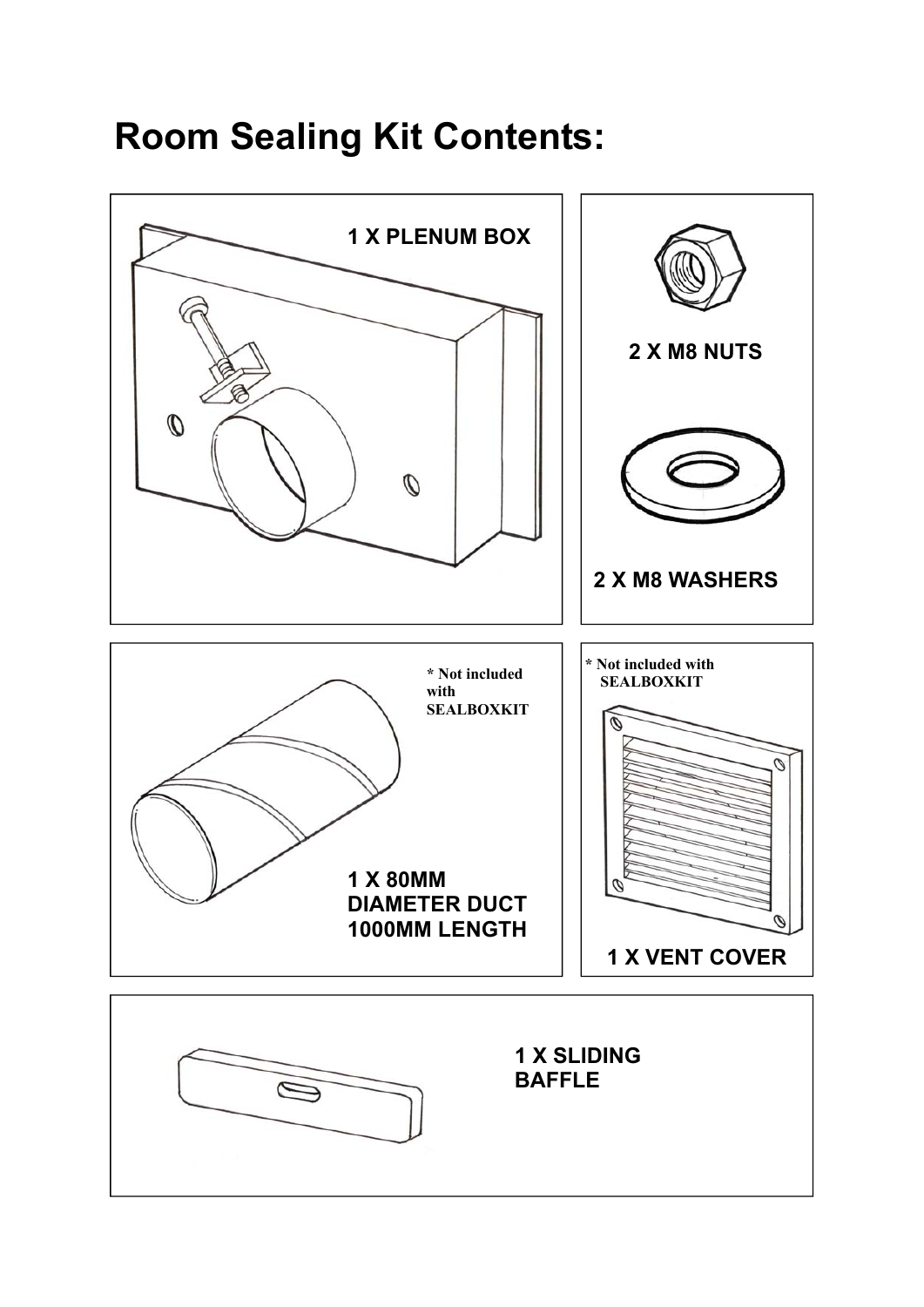# Room Sealing Kit Contents:

1 X PLENUM BOX

2 X M8 NUTS

2 X M8 WASHERS

\* Not included with SEALBOXKIT

1 X 80MM DIAMETER DUCT 1000MM LENGTH

\* Not included with SEALBOXKIT

1 X VENT COVER

1 X SLIDING BAFFLE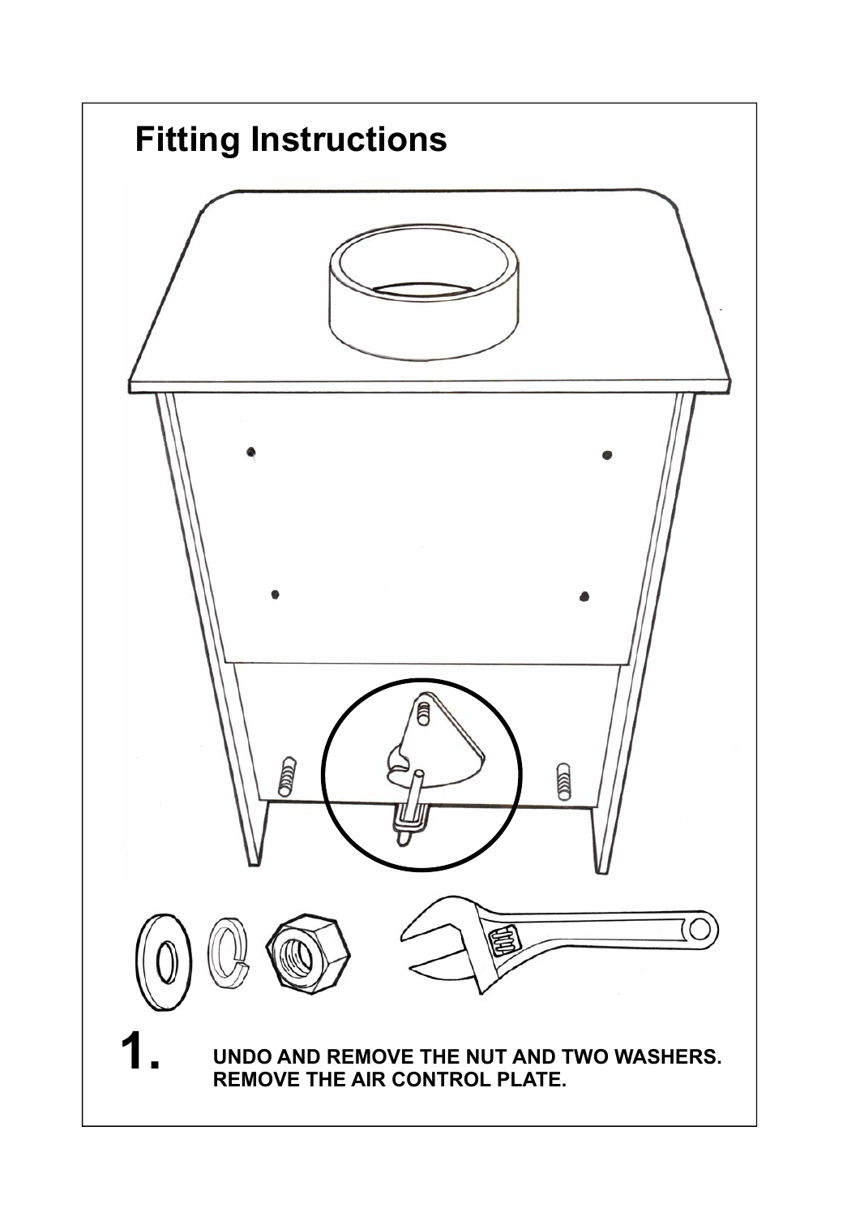# Fitting Instructions

**1.** **UNDO AND REMOVE THE NUT AND TWO WASHERS. REMOVE THE AIR CONTROL PLATE.**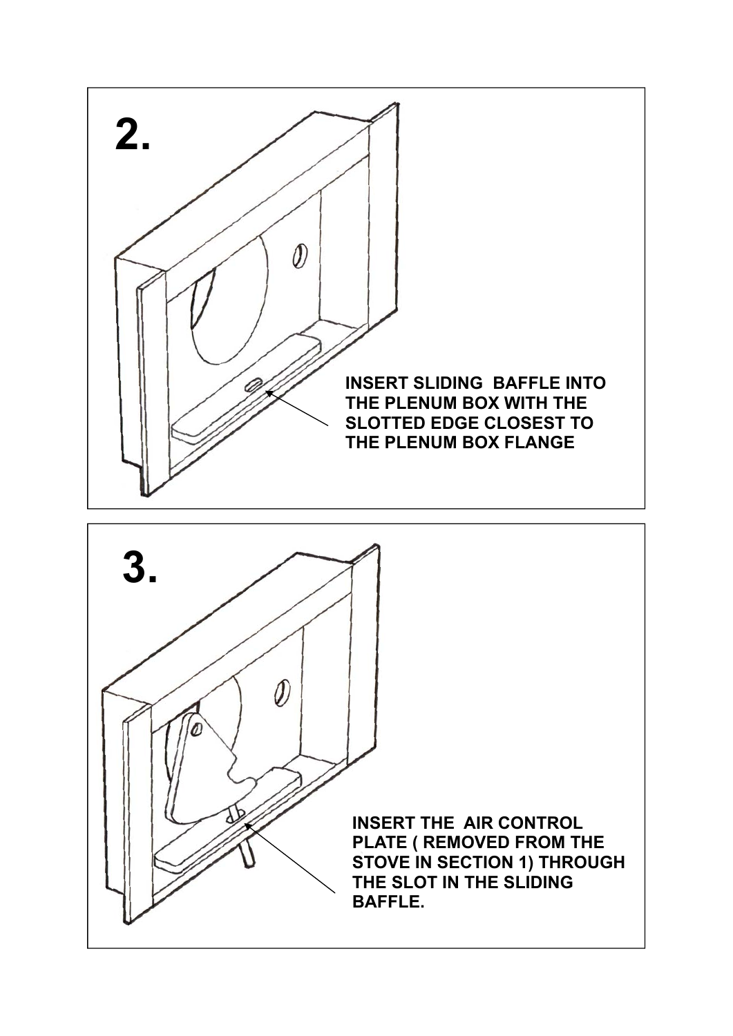## 2.

INSERT SLIDING BAFFLE INTO THE PLENUM BOX WITH THE SLOTTED EDGE CLOSEST TO THE PLENUM BOX FLANGE

## 3.

INSERT THE AIR CONTROL PLATE ( REMOVED FROM THE STOVE IN SECTION 1) THROUGH THE SLOT IN THE SLIDING BAFFLE.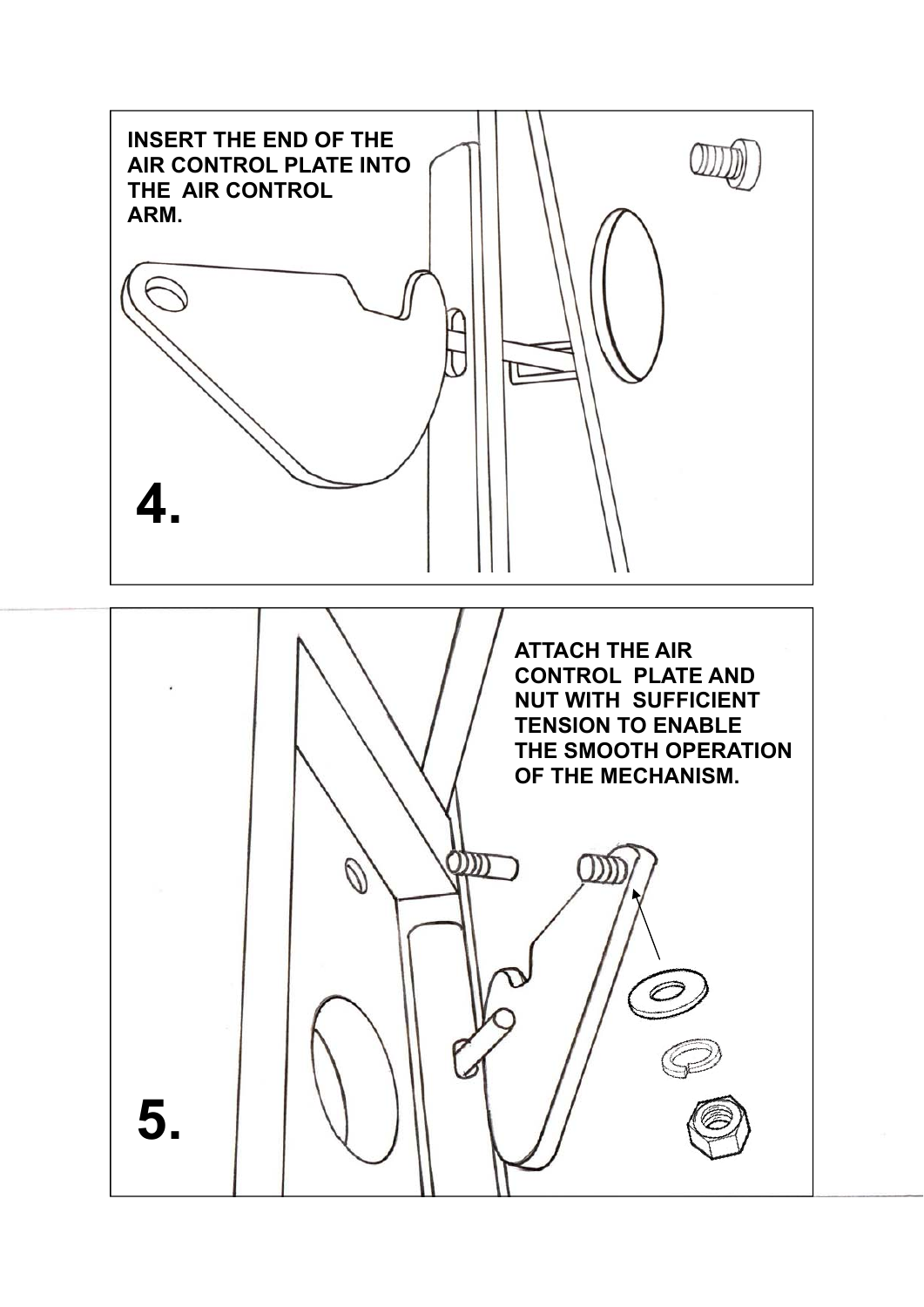INSERT THE END OF THE AIR CONTROL PLATE INTO THE AIR CONTROL ARM.

**4.**

ATTACH THE AIR CONTROL PLATE AND NUT WITH SUFFICIENT TENSION TO ENABLE THE SMOOTH OPERATION OF THE MECHANISM.

**5.**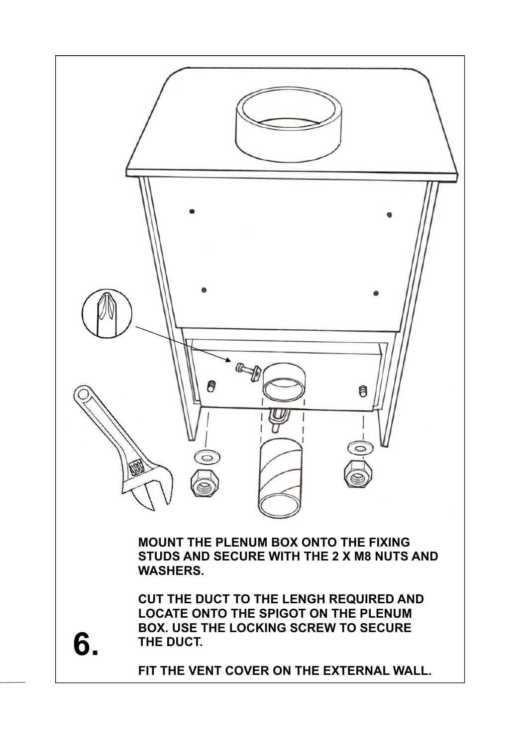MOUNT THE PLENUM BOX ONTO THE FIXING STUDS AND SECURE WITH THE 2 X M8 NUTS AND WASHERS.

CUT THE DUCT TO THE LENGH REQUIRED AND LOCATE ONTO THE SPIGOT ON THE PLENUM BOX. USE THE LOCKING SCREW TO SECURE THE DUCT.

FIT THE VENT COVER ON THE EXTERNAL WALL.

# 6.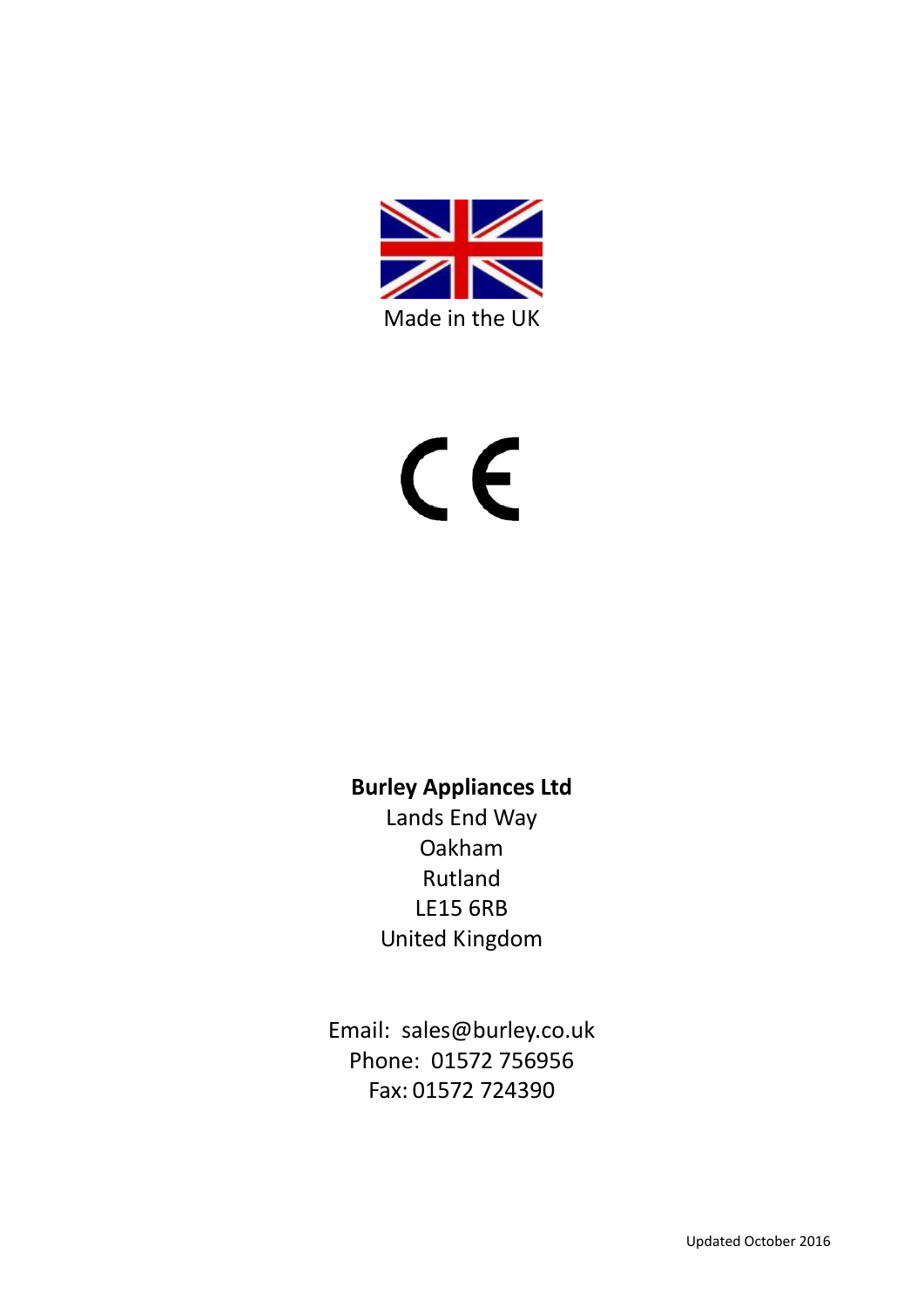Made in the UK

CE

**Burley Appliances Ltd**

Lands End Way
Oakham
Rutland
LE15 6RB
United Kingdom

Email: sales@burley.co.uk
Phone: 01572 756956
Fax: 01572 724390

Updated October 2016